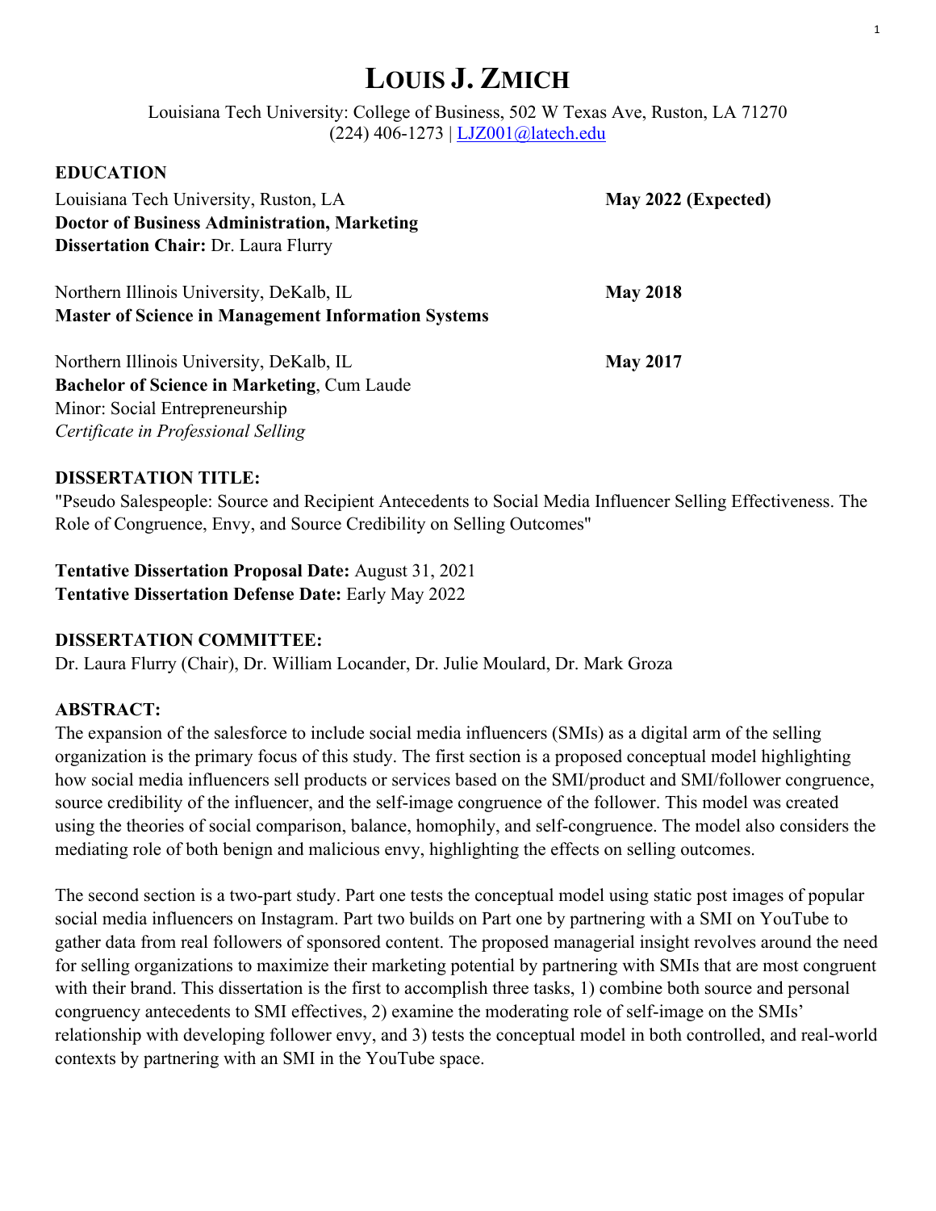# LOUIS J. ZMICH

Louisiana Tech University: College of Business, 502 W Texas Ave, Ruston, LA 71270
(224) 406-1273 | LJZ001@latech.edu

## EDUCATION

Louisiana Tech University, Ruston, LA **May 2022 (Expected)**
**Doctor of Business Administration, Marketing**
**Dissertation Chair:** Dr. Laura Flurry

Northern Illinois University, DeKalb, IL **May 2018**
**Master of Science in Management Information Systems**

Northern Illinois University, DeKalb, IL **May 2017**
**Bachelor of Science in Marketing**, Cum Laude
Minor: Social Entrepreneurship
*Certificate in Professional Selling*

## DISSERTATION TITLE:

"Pseudo Salespeople: Source and Recipient Antecedents to Social Media Influencer Selling Effectiveness. The Role of Congruence, Envy, and Source Credibility on Selling Outcomes"

**Tentative Dissertation Proposal Date:** August 31, 2021
**Tentative Dissertation Defense Date:** Early May 2022

## DISSERTATION COMMITTEE:

Dr. Laura Flurry (Chair), Dr. William Locander, Dr. Julie Moulard, Dr. Mark Groza

## ABSTRACT:

The expansion of the salesforce to include social media influencers (SMIs) as a digital arm of the selling organization is the primary focus of this study. The first section is a proposed conceptual model highlighting how social media influencers sell products or services based on the SMI/product and SMI/follower congruence, source credibility of the influencer, and the self-image congruence of the follower. This model was created using the theories of social comparison, balance, homophily, and self-congruence. The model also considers the mediating role of both benign and malicious envy, highlighting the effects on selling outcomes.

The second section is a two-part study. Part one tests the conceptual model using static post images of popular social media influencers on Instagram. Part two builds on Part one by partnering with a SMI on YouTube to gather data from real followers of sponsored content. The proposed managerial insight revolves around the need for selling organizations to maximize their marketing potential by partnering with SMIs that are most congruent with their brand. This dissertation is the first to accomplish three tasks, 1) combine both source and personal congruency antecedents to SMI effectives, 2) examine the moderating role of self-image on the SMIs' relationship with developing follower envy, and 3) tests the conceptual model in both controlled, and real-world contexts by partnering with an SMI in the YouTube space.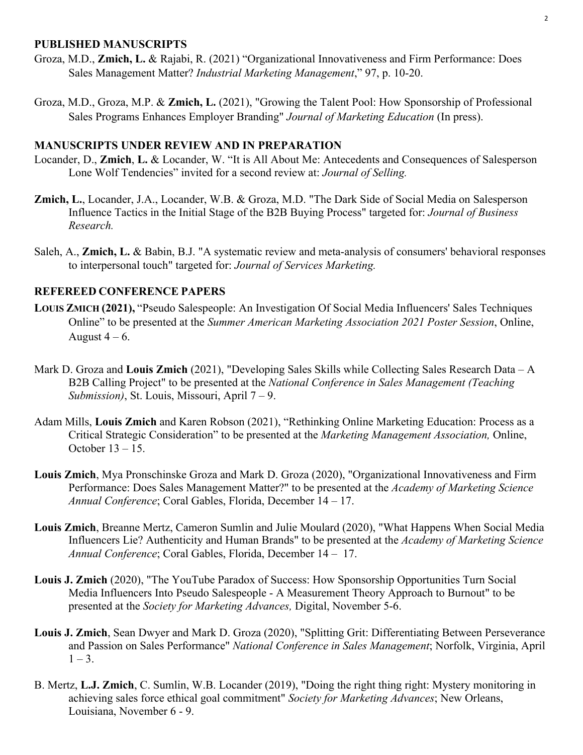## PUBLISHED MANUSCRIPTS

Groza, M.D., **Zmich, L.** & Rajabi, R. (2021) "Organizational Innovativeness and Firm Performance: Does Sales Management Matter? *Industrial Marketing Management*," 97, p. 10-20.

Groza, M.D., Groza, M.P. & **Zmich, L.** (2021), "Growing the Talent Pool: How Sponsorship of Professional Sales Programs Enhances Employer Branding" *Journal of Marketing Education* (In press).

## MANUSCRIPTS UNDER REVIEW AND IN PREPARATION

Locander, D., **Zmich**, **L.** & Locander, W. "It is All About Me: Antecedents and Consequences of Salesperson Lone Wolf Tendencies" invited for a second review at: *Journal of Selling.*

**Zmich, L.**, Locander, J.A., Locander, W.B. & Groza, M.D. "The Dark Side of Social Media on Salesperson Influence Tactics in the Initial Stage of the B2B Buying Process" targeted for: *Journal of Business Research.*

Saleh, A., **Zmich, L.** & Babin, B.J. "A systematic review and meta-analysis of consumers' behavioral responses to interpersonal touch" targeted for: *Journal of Services Marketing.*

## REFEREED CONFERENCE PAPERS

**Louis Zmich (2021),** "Pseudo Salespeople: An Investigation Of Social Media Influencers' Sales Techniques Online" to be presented at the *Summer American Marketing Association 2021 Poster Session*, Online, August 4 – 6.

Mark D. Groza and **Louis Zmich** (2021), "Developing Sales Skills while Collecting Sales Research Data – A B2B Calling Project" to be presented at the *National Conference in Sales Management (Teaching Submission)*, St. Louis, Missouri, April 7 – 9.

Adam Mills, **Louis Zmich** and Karen Robson (2021), "Rethinking Online Marketing Education: Process as a Critical Strategic Consideration" to be presented at the *Marketing Management Association,* Online, October 13 – 15.

**Louis Zmich**, Mya Pronschinske Groza and Mark D. Groza (2020), "Organizational Innovativeness and Firm Performance: Does Sales Management Matter?" to be presented at the *Academy of Marketing Science Annual Conference*; Coral Gables, Florida, December 14 – 17.

**Louis Zmich**, Breanne Mertz, Cameron Sumlin and Julie Moulard (2020), "What Happens When Social Media Influencers Lie? Authenticity and Human Brands" to be presented at the *Academy of Marketing Science Annual Conference*; Coral Gables, Florida, December 14 – 17.

**Louis J. Zmich** (2020), "The YouTube Paradox of Success: How Sponsorship Opportunities Turn Social Media Influencers Into Pseudo Salespeople - A Measurement Theory Approach to Burnout" to be presented at the *Society for Marketing Advances,* Digital, November 5-6.

**Louis J. Zmich**, Sean Dwyer and Mark D. Groza (2020), "Splitting Grit: Differentiating Between Perseverance and Passion on Sales Performance" *National Conference in Sales Management*; Norfolk, Virginia, April 1 – 3.

B. Mertz, **L.J. Zmich**, C. Sumlin, W.B. Locander (2019), "Doing the right thing right: Mystery monitoring in achieving sales force ethical goal commitment" *Society for Marketing Advances*; New Orleans, Louisiana, November 6 - 9.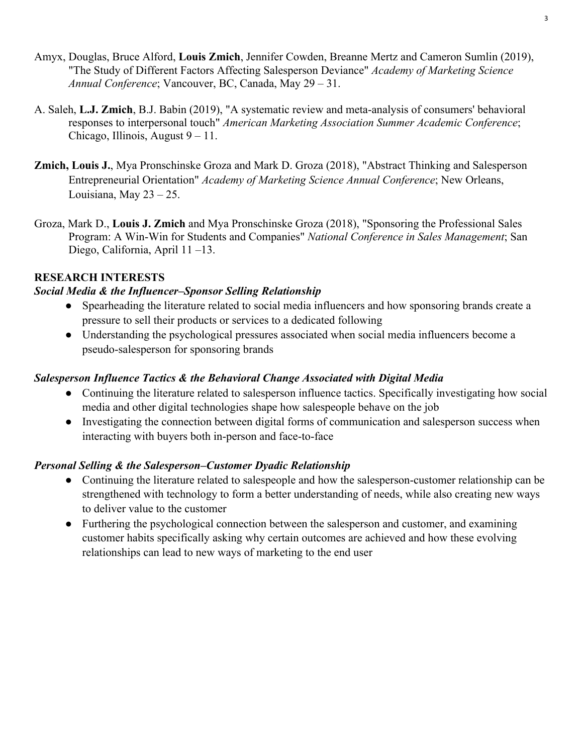Amyx, Douglas, Bruce Alford, **Louis Zmich**, Jennifer Cowden, Breanne Mertz and Cameron Sumlin (2019), "The Study of Different Factors Affecting Salesperson Deviance" *Academy of Marketing Science Annual Conference*; Vancouver, BC, Canada, May 29 – 31.

A. Saleh, **L.J. Zmich**, B.J. Babin (2019), "A systematic review and meta-analysis of consumers' behavioral responses to interpersonal touch" *American Marketing Association Summer Academic Conference*; Chicago, Illinois, August 9 – 11.

**Zmich, Louis J.**, Mya Pronschinske Groza and Mark D. Groza (2018), "Abstract Thinking and Salesperson Entrepreneurial Orientation" *Academy of Marketing Science Annual Conference*; New Orleans, Louisiana, May 23 – 25.

Groza, Mark D., **Louis J. Zmich** and Mya Pronschinske Groza (2018), "Sponsoring the Professional Sales Program: A Win-Win for Students and Companies" *National Conference in Sales Management*; San Diego, California, April 11 –13.

## RESEARCH INTERESTS

***Social Media & the Influencer–Sponsor Selling Relationship***

- Spearheading the literature related to social media influencers and how sponsoring brands create a pressure to sell their products or services to a dedicated following
- Understanding the psychological pressures associated when social media influencers become a pseudo-salesperson for sponsoring brands

***Salesperson Influence Tactics & the Behavioral Change Associated with Digital Media***

- Continuing the literature related to salesperson influence tactics. Specifically investigating how social media and other digital technologies shape how salespeople behave on the job
- Investigating the connection between digital forms of communication and salesperson success when interacting with buyers both in-person and face-to-face

***Personal Selling & the Salesperson–Customer Dyadic Relationship***

- Continuing the literature related to salespeople and how the salesperson-customer relationship can be strengthened with technology to form a better understanding of needs, while also creating new ways to deliver value to the customer
- Furthering the psychological connection between the salesperson and customer, and examining customer habits specifically asking why certain outcomes are achieved and how these evolving relationships can lead to new ways of marketing to the end user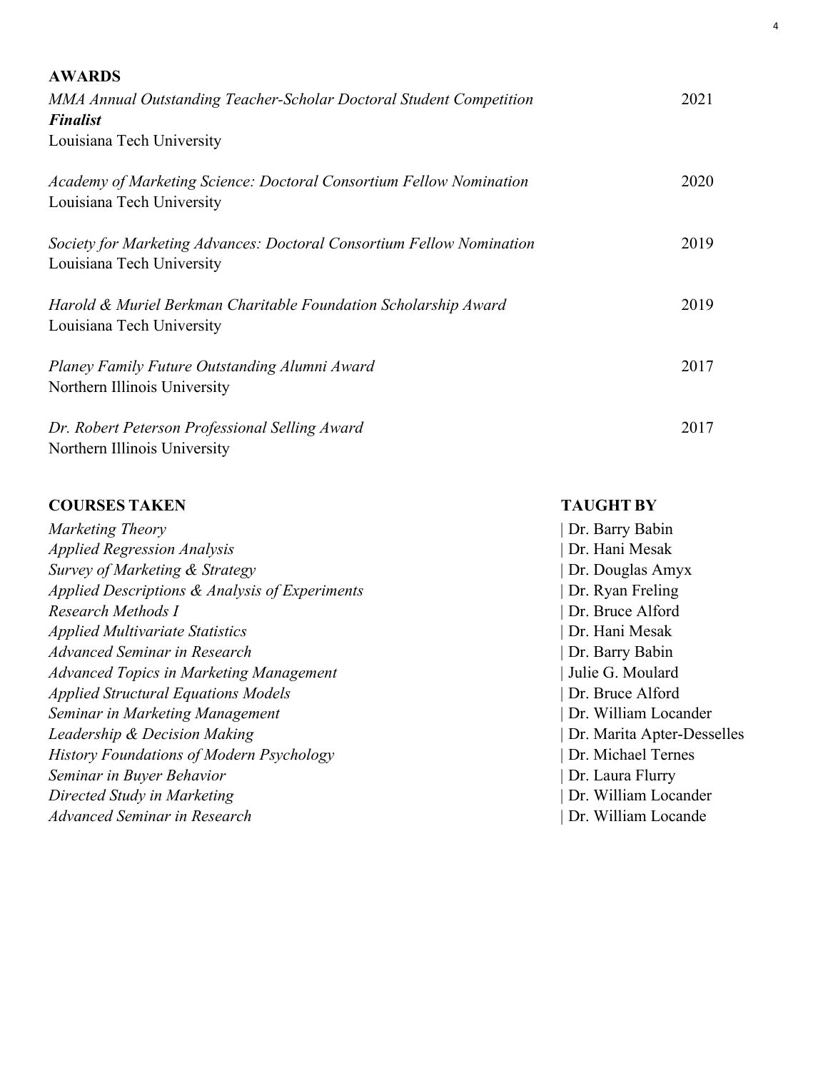## AWARDS

*MMA Annual Outstanding Teacher-Scholar Doctoral Student Competition* ***Finalist*** — 2021
Louisiana Tech University

*Academy of Marketing Science: Doctoral Consortium Fellow Nomination* — 2020
Louisiana Tech University

*Society for Marketing Advances: Doctoral Consortium Fellow Nomination* — 2019
Louisiana Tech University

*Harold & Muriel Berkman Charitable Foundation Scholarship Award* — 2019
Louisiana Tech University

*Planey Family Future Outstanding Alumni Award* — 2017
Northern Illinois University

*Dr. Robert Peterson Professional Selling Award* — 2017
Northern Illinois University

| COURSES TAKEN | TAUGHT BY |
|---|---|
| *Marketing Theory* | Dr. Barry Babin |
| *Applied Regression Analysis* | Dr. Hani Mesak |
| *Survey of Marketing & Strategy* | Dr. Douglas Amyx |
| *Applied Descriptions & Analysis of Experiments* | Dr. Ryan Freling |
| *Research Methods I* | Dr. Bruce Alford |
| *Applied Multivariate Statistics* | Dr. Hani Mesak |
| *Advanced Seminar in Research* | Dr. Barry Babin |
| *Advanced Topics in Marketing Management* | Julie G. Moulard |
| *Applied Structural Equations Models* | Dr. Bruce Alford |
| *Seminar in Marketing Management* | Dr. William Locander |
| *Leadership & Decision Making* | Dr. Marita Apter-Desselles |
| *History Foundations of Modern Psychology* | Dr. Michael Ternes |
| *Seminar in Buyer Behavior* | Dr. Laura Flurry |
| *Directed Study in Marketing* | Dr. William Locander |
| *Advanced Seminar in Research* | Dr. William Locande |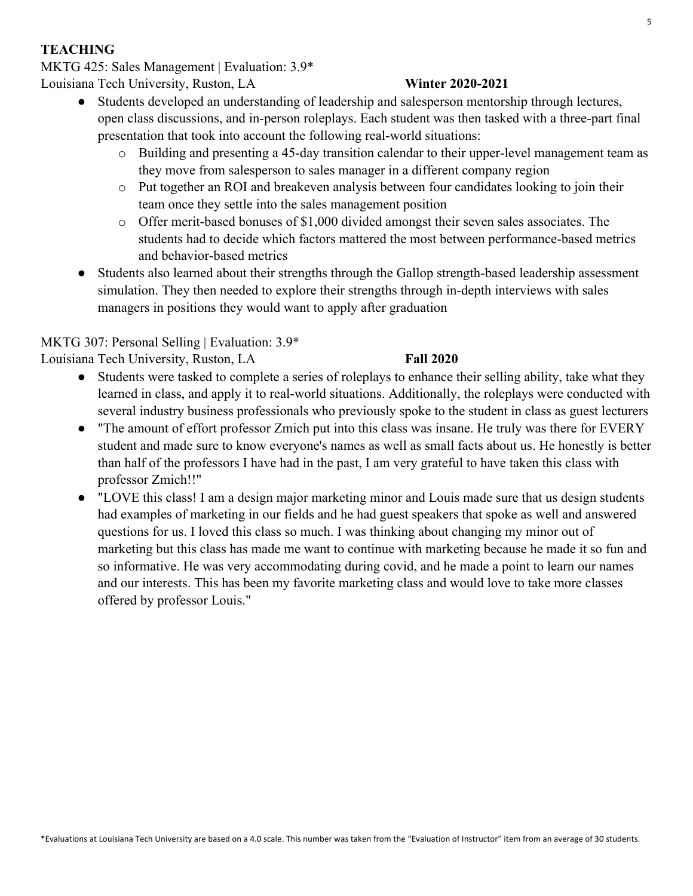## TEACHING

MKTG 425: Sales Management | Evaluation: 3.9*
Louisiana Tech University, Ruston, LA **Winter 2020-2021**

- Students developed an understanding of leadership and salesperson mentorship through lectures, open class discussions, and in-person roleplays. Each student was then tasked with a three-part final presentation that took into account the following real-world situations:
  - Building and presenting a 45-day transition calendar to their upper-level management team as they move from salesperson to sales manager in a different company region
  - Put together an ROI and breakeven analysis between four candidates looking to join their team once they settle into the sales management position
  - Offer merit-based bonuses of $1,000 divided amongst their seven sales associates. The students had to decide which factors mattered the most between performance-based metrics and behavior-based metrics
- Students also learned about their strengths through the Gallop strength-based leadership assessment simulation. They then needed to explore their strengths through in-depth interviews with sales managers in positions they would want to apply after graduation

MKTG 307: Personal Selling | Evaluation: 3.9*
Louisiana Tech University, Ruston, LA **Fall 2020**

- Students were tasked to complete a series of roleplays to enhance their selling ability, take what they learned in class, and apply it to real-world situations. Additionally, the roleplays were conducted with several industry business professionals who previously spoke to the student in class as guest lecturers
- "The amount of effort professor Zmich put into this class was insane. He truly was there for EVERY student and made sure to know everyone's names as well as small facts about us. He honestly is better than half of the professors I have had in the past, I am very grateful to have taken this class with professor Zmich!!"
- "LOVE this class! I am a design major marketing minor and Louis made sure that us design students had examples of marketing in our fields and he had guest speakers that spoke as well and answered questions for us. I loved this class so much. I was thinking about changing my minor out of marketing but this class has made me want to continue with marketing because he made it so fun and so informative. He was very accommodating during covid, and he made a point to learn our names and our interests. This has been my favorite marketing class and would love to take more classes offered by professor Louis."

*Evaluations at Louisiana Tech University are based on a 4.0 scale. This number was taken from the "Evaluation of Instructor" item from an average of 30 students.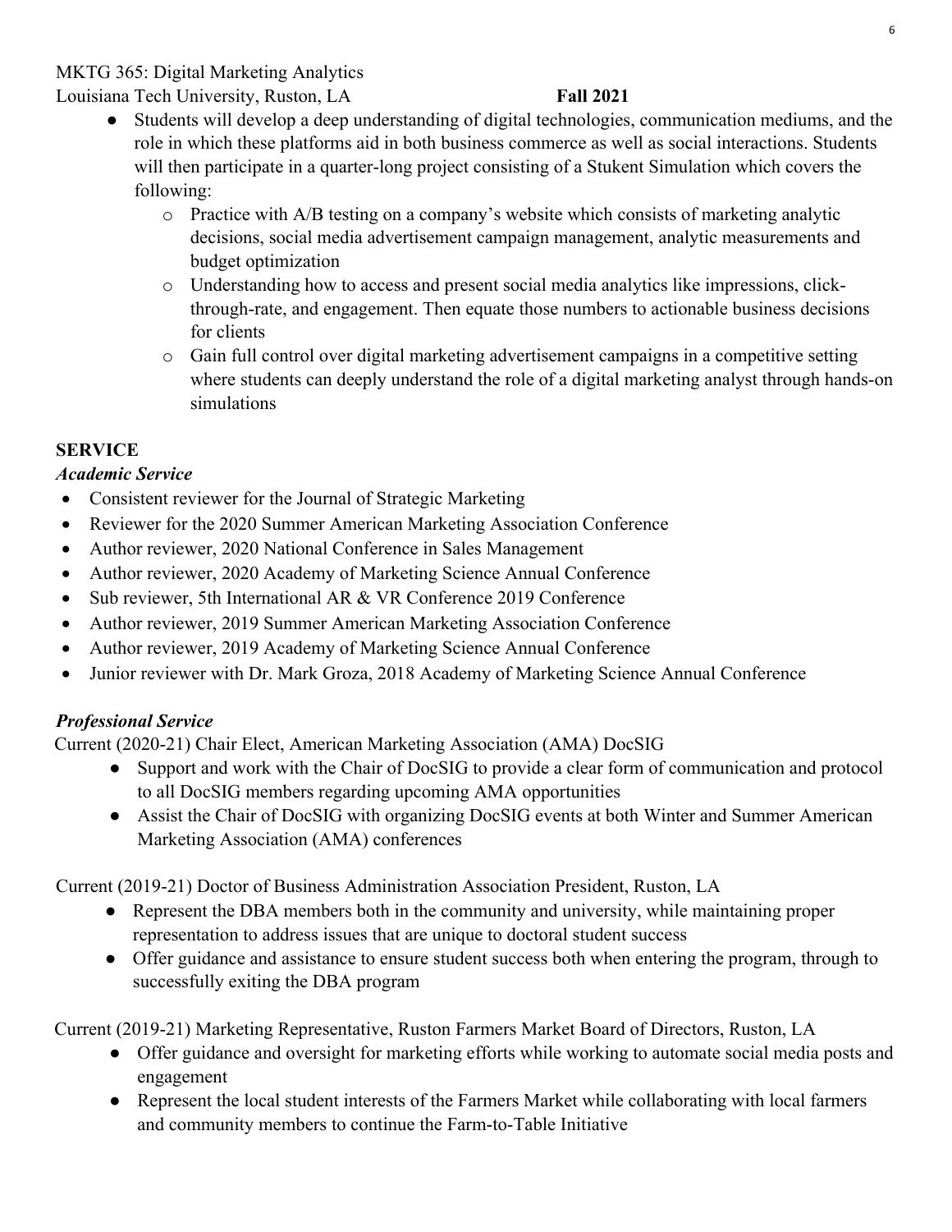MKTG 365: Digital Marketing Analytics
Louisiana Tech University, Ruston, LA **Fall 2021**

- Students will develop a deep understanding of digital technologies, communication mediums, and the role in which these platforms aid in both business commerce as well as social interactions. Students will then participate in a quarter-long project consisting of a Stukent Simulation which covers the following:
    - Practice with A/B testing on a company's website which consists of marketing analytic decisions, social media advertisement campaign management, analytic measurements and budget optimization
    - Understanding how to access and present social media analytics like impressions, click-through-rate, and engagement. Then equate those numbers to actionable business decisions for clients
    - Gain full control over digital marketing advertisement campaigns in a competitive setting where students can deeply understand the role of a digital marketing analyst through hands-on simulations

## SERVICE

### *Academic Service*

- Consistent reviewer for the Journal of Strategic Marketing
- Reviewer for the 2020 Summer American Marketing Association Conference
- Author reviewer, 2020 National Conference in Sales Management
- Author reviewer, 2020 Academy of Marketing Science Annual Conference
- Sub reviewer, 5th International AR & VR Conference 2019 Conference
- Author reviewer, 2019 Summer American Marketing Association Conference
- Author reviewer, 2019 Academy of Marketing Science Annual Conference
- Junior reviewer with Dr. Mark Groza, 2018 Academy of Marketing Science Annual Conference

### *Professional Service*

Current (2020-21) Chair Elect, American Marketing Association (AMA) DocSIG

- Support and work with the Chair of DocSIG to provide a clear form of communication and protocol to all DocSIG members regarding upcoming AMA opportunities
- Assist the Chair of DocSIG with organizing DocSIG events at both Winter and Summer American Marketing Association (AMA) conferences

Current (2019-21) Doctor of Business Administration Association President, Ruston, LA

- Represent the DBA members both in the community and university, while maintaining proper representation to address issues that are unique to doctoral student success
- Offer guidance and assistance to ensure student success both when entering the program, through to successfully exiting the DBA program

Current (2019-21) Marketing Representative, Ruston Farmers Market Board of Directors, Ruston, LA

- Offer guidance and oversight for marketing efforts while working to automate social media posts and engagement
- Represent the local student interests of the Farmers Market while collaborating with local farmers and community members to continue the Farm-to-Table Initiative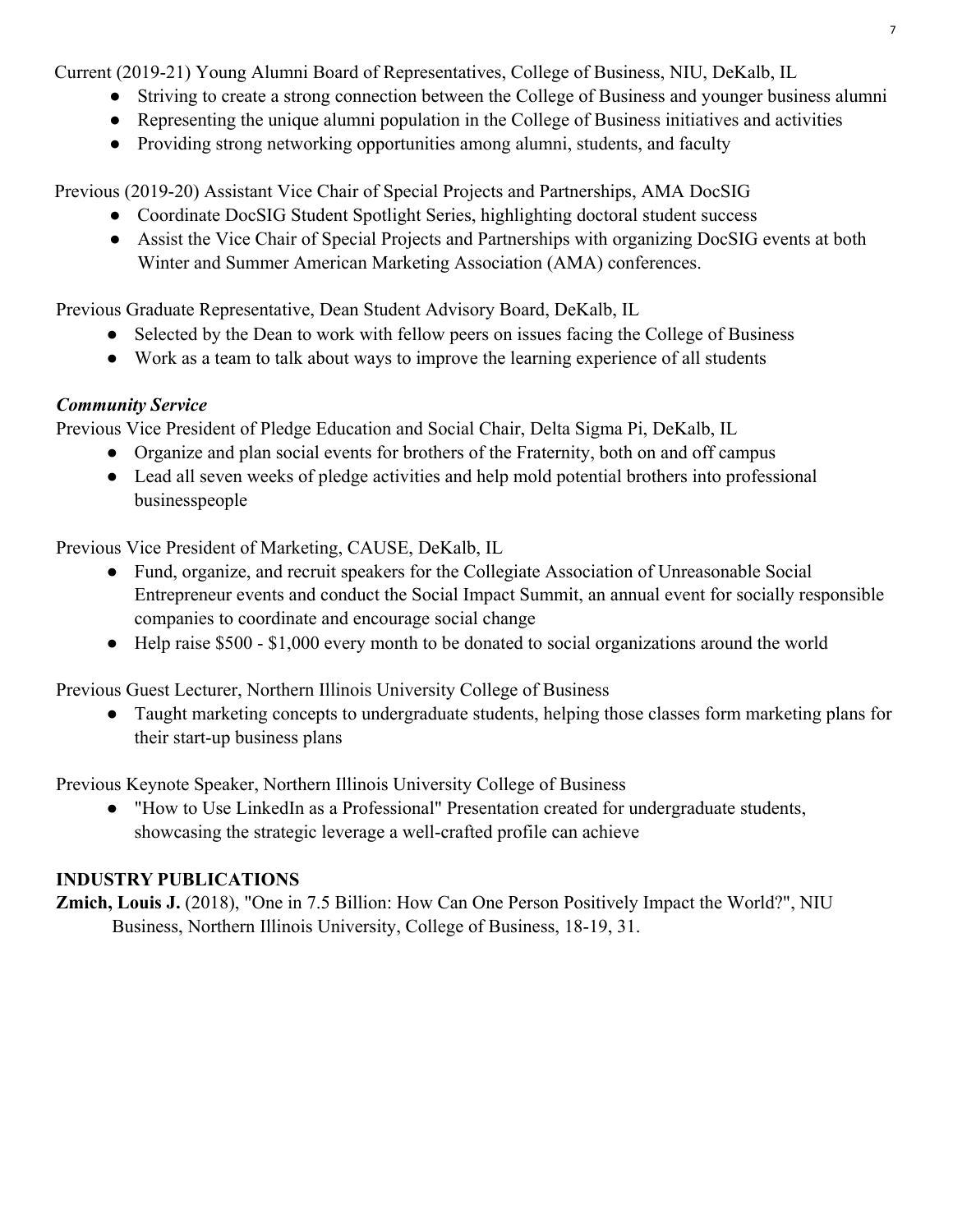Current (2019-21) Young Alumni Board of Representatives, College of Business, NIU, DeKalb, IL

- Striving to create a strong connection between the College of Business and younger business alumni
- Representing the unique alumni population in the College of Business initiatives and activities
- Providing strong networking opportunities among alumni, students, and faculty

Previous (2019-20) Assistant Vice Chair of Special Projects and Partnerships, AMA DocSIG

- Coordinate DocSIG Student Spotlight Series, highlighting doctoral student success
- Assist the Vice Chair of Special Projects and Partnerships with organizing DocSIG events at both Winter and Summer American Marketing Association (AMA) conferences.

Previous Graduate Representative, Dean Student Advisory Board, DeKalb, IL

- Selected by the Dean to work with fellow peers on issues facing the College of Business
- Work as a team to talk about ways to improve the learning experience of all students

***Community Service***

Previous Vice President of Pledge Education and Social Chair, Delta Sigma Pi, DeKalb, IL

- Organize and plan social events for brothers of the Fraternity, both on and off campus
- Lead all seven weeks of pledge activities and help mold potential brothers into professional businesspeople

Previous Vice President of Marketing, CAUSE, DeKalb, IL

- Fund, organize, and recruit speakers for the Collegiate Association of Unreasonable Social Entrepreneur events and conduct the Social Impact Summit, an annual event for socially responsible companies to coordinate and encourage social change
- Help raise $500 - $1,000 every month to be donated to social organizations around the world

Previous Guest Lecturer, Northern Illinois University College of Business

- Taught marketing concepts to undergraduate students, helping those classes form marketing plans for their start-up business plans

Previous Keynote Speaker, Northern Illinois University College of Business

- "How to Use LinkedIn as a Professional" Presentation created for undergraduate students, showcasing the strategic leverage a well-crafted profile can achieve

## INDUSTRY PUBLICATIONS

**Zmich, Louis J.** (2018), "One in 7.5 Billion: How Can One Person Positively Impact the World?", NIU Business, Northern Illinois University, College of Business, 18-19, 31.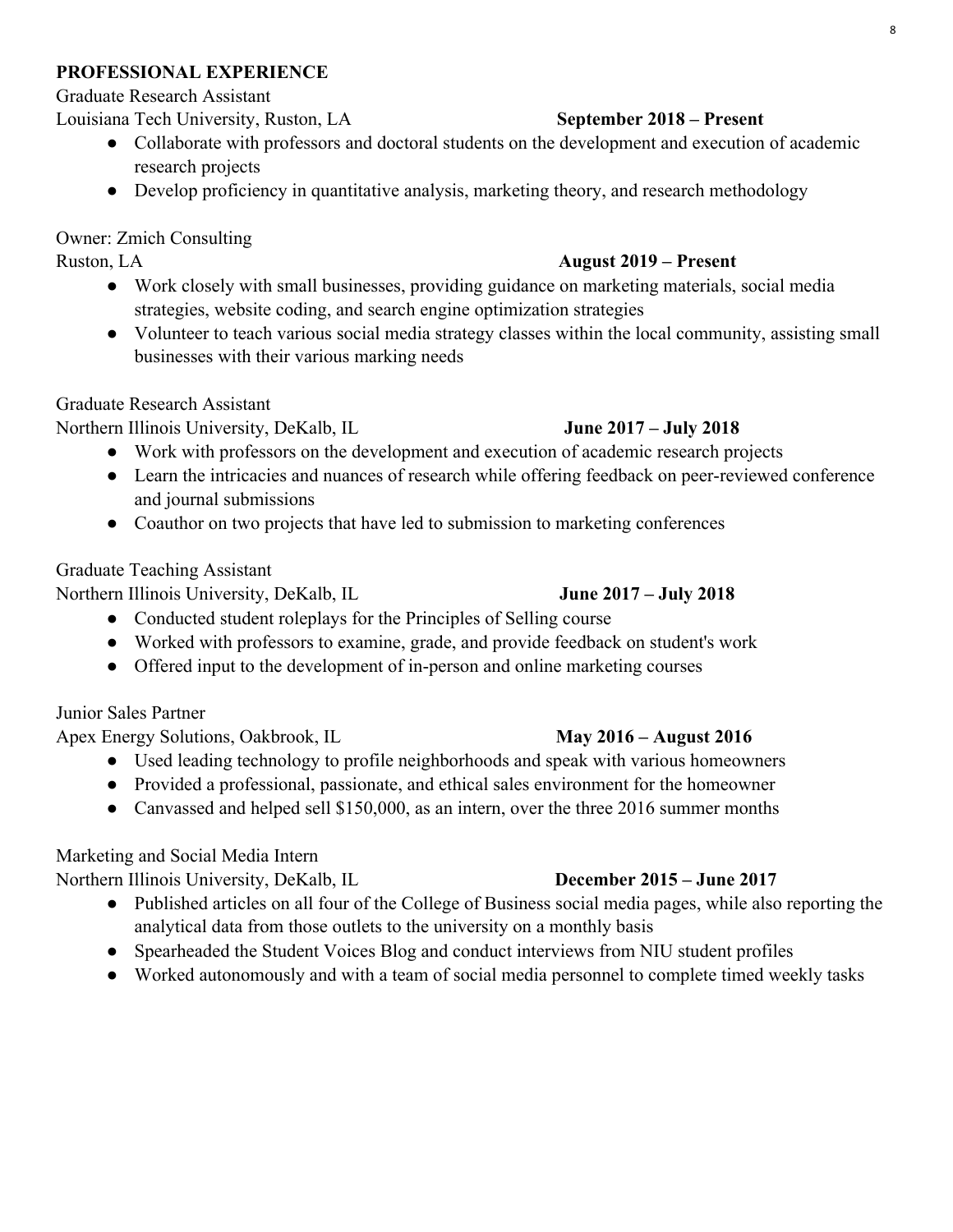**PROFESSIONAL EXPERIENCE**

Graduate Research Assistant
Louisiana Tech University, Ruston, LA **September 2018 – Present**

- Collaborate with professors and doctoral students on the development and execution of academic research projects
- Develop proficiency in quantitative analysis, marketing theory, and research methodology

Owner: Zmich Consulting
Ruston, LA **August 2019 – Present**

- Work closely with small businesses, providing guidance on marketing materials, social media strategies, website coding, and search engine optimization strategies
- Volunteer to teach various social media strategy classes within the local community, assisting small businesses with their various marking needs

Graduate Research Assistant
Northern Illinois University, DeKalb, IL **June 2017 – July 2018**

- Work with professors on the development and execution of academic research projects
- Learn the intricacies and nuances of research while offering feedback on peer-reviewed conference and journal submissions
- Coauthor on two projects that have led to submission to marketing conferences

Graduate Teaching Assistant
Northern Illinois University, DeKalb, IL **June 2017 – July 2018**

- Conducted student roleplays for the Principles of Selling course
- Worked with professors to examine, grade, and provide feedback on student's work
- Offered input to the development of in-person and online marketing courses

Junior Sales Partner
Apex Energy Solutions, Oakbrook, IL **May 2016 – August 2016**

- Used leading technology to profile neighborhoods and speak with various homeowners
- Provided a professional, passionate, and ethical sales environment for the homeowner
- Canvassed and helped sell $150,000, as an intern, over the three 2016 summer months

Marketing and Social Media Intern
Northern Illinois University, DeKalb, IL **December 2015 – June 2017**

- Published articles on all four of the College of Business social media pages, while also reporting the analytical data from those outlets to the university on a monthly basis
- Spearheaded the Student Voices Blog and conduct interviews from NIU student profiles
- Worked autonomously and with a team of social media personnel to complete timed weekly tasks